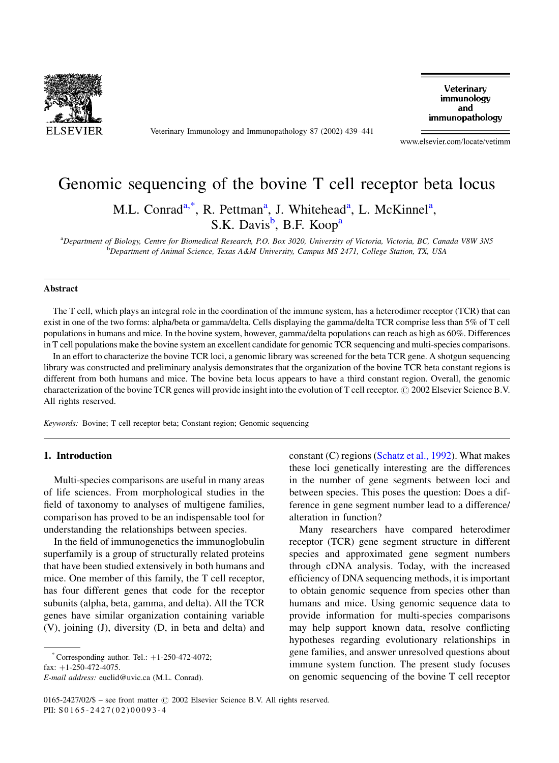# Genomic sequencing of the bovine T cell receptor beta locus

M.L. Conrad[a,*], R. Pettman[a], J. Whitehead[a], L. McKinnel[a], S.K. Davis[b], B.F. Koop[a]

[a]Department of Biology, Centre for Biomedical Research, P.O. Box 3020, University of Victoria, Victoria, BC, Canada V8W 3N5

[b]Department of Animal Science, Texas A&M University, Campus MS 2471, College Station, TX, USA

## Abstract

The T cell, which plays an integral role in the coordination of the immune system, has a heterodimer receptor (TCR) that can exist in one of the two forms: alpha/beta or gamma/delta. Cells displaying the gamma/delta TCR comprise less than 5% of T cell populations in humans and mice. In the bovine system, however, gamma/delta populations can reach as high as 60%. Differences in T cell populations make the bovine system an excellent candidate for genomic TCR sequencing and multi-species comparisons.

In an effort to characterize the bovine TCR loci, a genomic library was screened for the beta TCR gene. A shotgun sequencing library was constructed and preliminary analysis demonstrates that the organization of the bovine TCR beta constant regions is different from both humans and mice. The bovine beta locus appears to have a third constant region. Overall, the genomic characterization of the bovine TCR genes will provide insight into the evolution of T cell receptor. © 2002 Elsevier Science B.V. All rights reserved.

*Keywords:* Bovine; T cell receptor beta; Constant region; Genomic sequencing

## 1. Introduction

Multi-species comparisons are useful in many areas of life sciences. From morphological studies in the field of taxonomy to analyses of multigene families, comparison has proved to be an indispensable tool for understanding the relationships between species.

In the field of immunogenetics the immunoglobulin superfamily is a group of structurally related proteins that have been studied extensively in both humans and mice. One member of this family, the T cell receptor, has four different genes that code for the receptor subunits (alpha, beta, gamma, and delta). All the TCR genes have similar organization containing variable (V), joining (J), diversity (D, in beta and delta) and constant (C) regions (Schatz et al., 1992). What makes these loci genetically interesting are the differences in the number of gene segments between loci and between species. This poses the question: Does a difference in gene segment number lead to a difference/alteration in function?

Many researchers have compared heterodimer receptor (TCR) gene segment structure in different species and approximated gene segment numbers through cDNA analysis. Today, with the increased efficiency of DNA sequencing methods, it is important to obtain genomic sequence from species other than humans and mice. Using genomic sequence data to provide information for multi-species comparisons may help support known data, resolve conflicting hypotheses regarding evolutionary relationships in gene families, and answer unresolved questions about immune system function. The present study focuses on genomic sequencing of the bovine T cell receptor

---

\* Corresponding author. Tel.: +1-250-472-4072; fax: +1-250-472-4075.
*E-mail address:* euclid@uvic.ca (M.L. Conrad).

0165-2427/02/$ – see front matter © 2002 Elsevier Science B.V. All rights reserved.
PII: S0165-2427(02)00093-4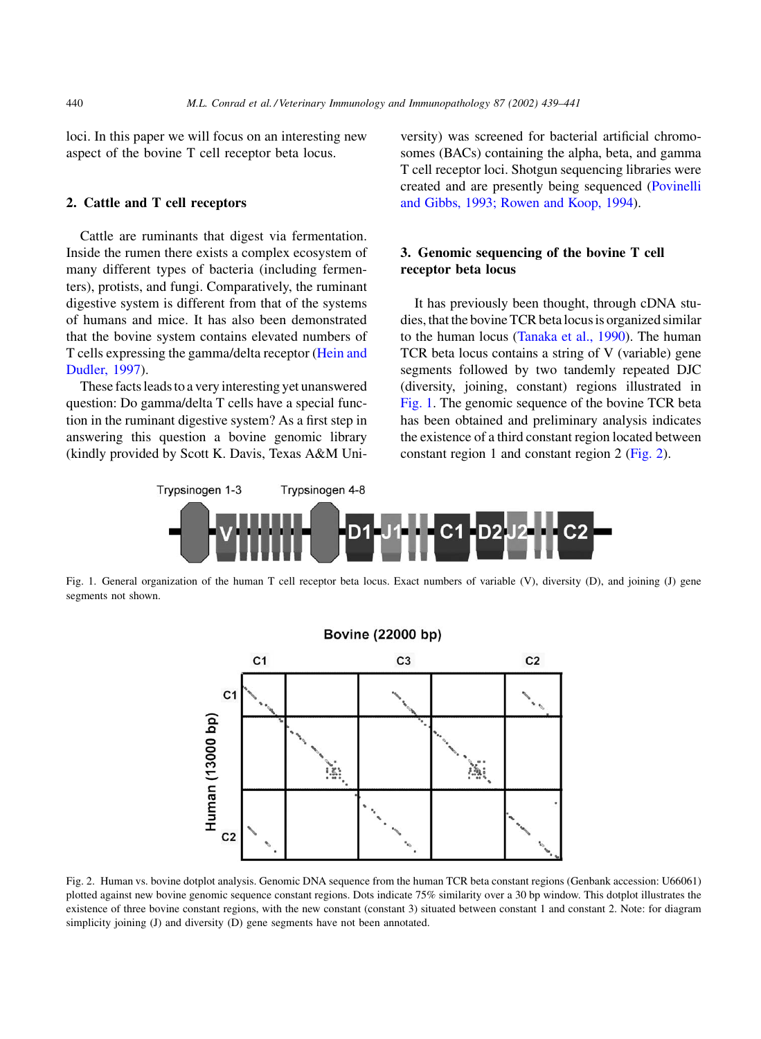loci. In this paper we will focus on an interesting new aspect of the bovine T cell receptor beta locus.

## 2. Cattle and T cell receptors

Cattle are ruminants that digest via fermentation. Inside the rumen there exists a complex ecosystem of many different types of bacteria (including fermenters), protists, and fungi. Comparatively, the ruminant digestive system is different from that of the systems of humans and mice. It has also been demonstrated that the bovine system contains elevated numbers of T cells expressing the gamma/delta receptor (Hein and Dudler, 1997).

These facts leads to a very interesting yet unanswered question: Do gamma/delta T cells have a special function in the ruminant digestive system? As a first step in answering this question a bovine genomic library (kindly provided by Scott K. Davis, Texas A&M University) was screened for bacterial artificial chromosomes (BACs) containing the alpha, beta, and gamma T cell receptor loci. Shotgun sequencing libraries were created and are presently being sequenced (Povinelli and Gibbs, 1993; Rowen and Koop, 1994).

## 3. Genomic sequencing of the bovine T cell receptor beta locus

It has previously been thought, through cDNA studies, that the bovine TCR beta locus is organized similar to the human locus (Tanaka et al., 1990). The human TCR beta locus contains a string of V (variable) gene segments followed by two tandemly repeated DJC (diversity, joining, constant) regions illustrated in Fig. 1. The genomic sequence of the bovine TCR beta has been obtained and preliminary analysis indicates the existence of a third constant region located between constant region 1 and constant region 2 (Fig. 2).

Fig. 1. General organization of the human T cell receptor beta locus. Exact numbers of variable (V), diversity (D), and joining (J) gene segments not shown.

Fig. 2. Human vs. bovine dotplot analysis. Genomic DNA sequence from the human TCR beta constant regions (Genbank accession: U66061) plotted against new bovine genomic sequence constant regions. Dots indicate 75% similarity over a 30 bp window. This dotplot illustrates the existence of three bovine constant regions, with the new constant (constant 3) situated between constant 1 and constant 2. Note: for diagram simplicity joining (J) and diversity (D) gene segments have not been annotated.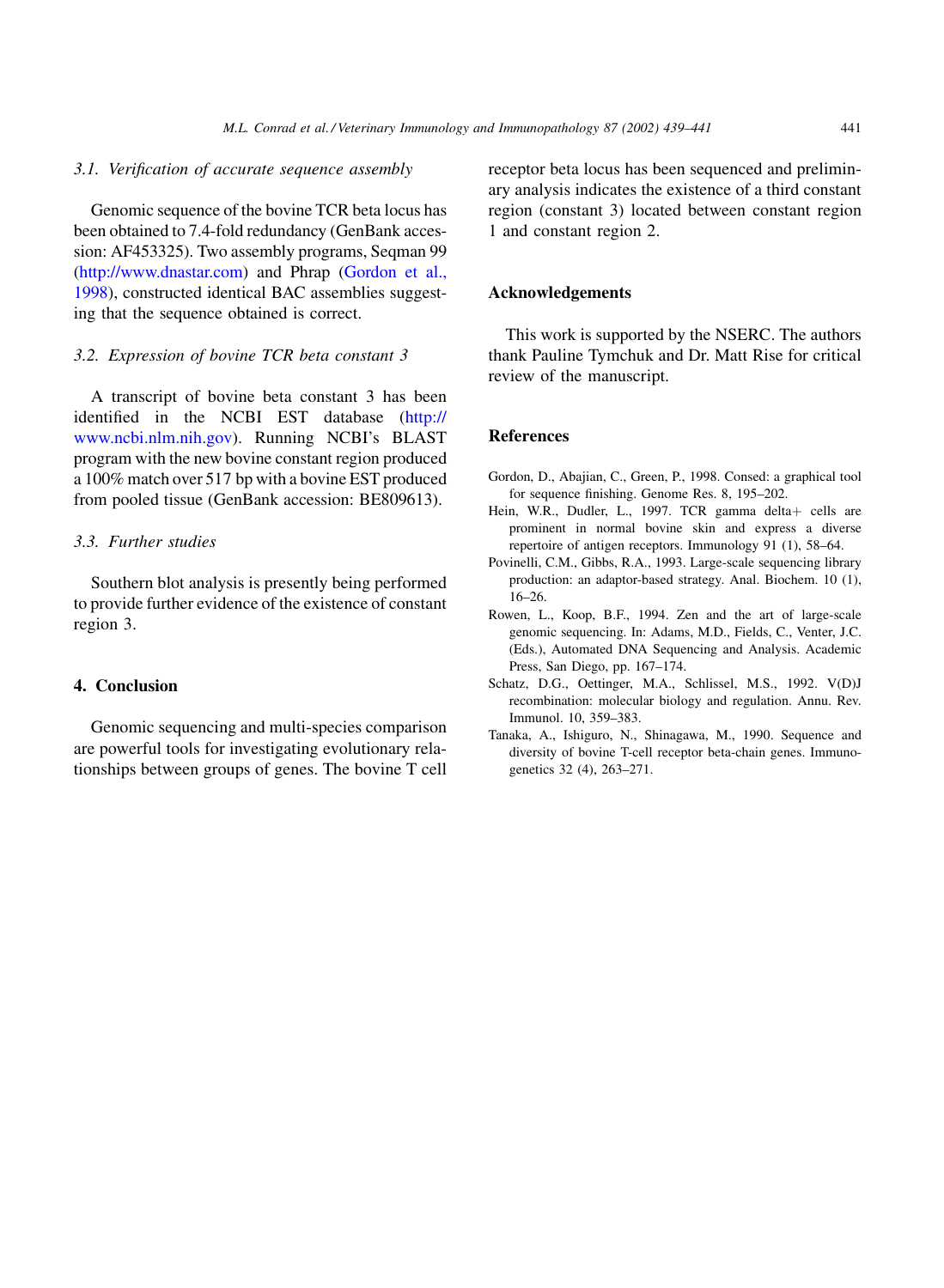### 3.1. Verification of accurate sequence assembly

Genomic sequence of the bovine TCR beta locus has been obtained to 7.4-fold redundancy (GenBank accession: AF453325). Two assembly programs, Seqman 99 (http://www.dnastar.com) and Phrap (Gordon et al., 1998), constructed identical BAC assemblies suggesting that the sequence obtained is correct.

### 3.2. Expression of bovine TCR beta constant 3

A transcript of bovine beta constant 3 has been identified in the NCBI EST database (http://www.ncbi.nlm.nih.gov). Running NCBI's BLAST program with the new bovine constant region produced a 100% match over 517 bp with a bovine EST produced from pooled tissue (GenBank accession: BE809613).

### 3.3. Further studies

Southern blot analysis is presently being performed to provide further evidence of the existence of constant region 3.

## 4. Conclusion

Genomic sequencing and multi-species comparison are powerful tools for investigating evolutionary relationships between groups of genes. The bovine T cell receptor beta locus has been sequenced and preliminary analysis indicates the existence of a third constant region (constant 3) located between constant region 1 and constant region 2.

## Acknowledgements

This work is supported by the NSERC. The authors thank Pauline Tymchuk and Dr. Matt Rise for critical review of the manuscript.

## References

Gordon, D., Abajian, C., Green, P., 1998. Consed: a graphical tool for sequence finishing. Genome Res. 8, 195–202.

Hein, W.R., Dudler, L., 1997. TCR gamma delta+ cells are prominent in normal bovine skin and express a diverse repertoire of antigen receptors. Immunology 91 (1), 58–64.

Povinelli, C.M., Gibbs, R.A., 1993. Large-scale sequencing library production: an adaptor-based strategy. Anal. Biochem. 10 (1), 16–26.

Rowen, L., Koop, B.F., 1994. Zen and the art of large-scale genomic sequencing. In: Adams, M.D., Fields, C., Venter, J.C. (Eds.), Automated DNA Sequencing and Analysis. Academic Press, San Diego, pp. 167–174.

Schatz, D.G., Oettinger, M.A., Schlissel, M.S., 1992. V(D)J recombination: molecular biology and regulation. Annu. Rev. Immunol. 10, 359–383.

Tanaka, A., Ishiguro, N., Shinagawa, M., 1990. Sequence and diversity of bovine T-cell receptor beta-chain genes. Immunogenetics 32 (4), 263–271.